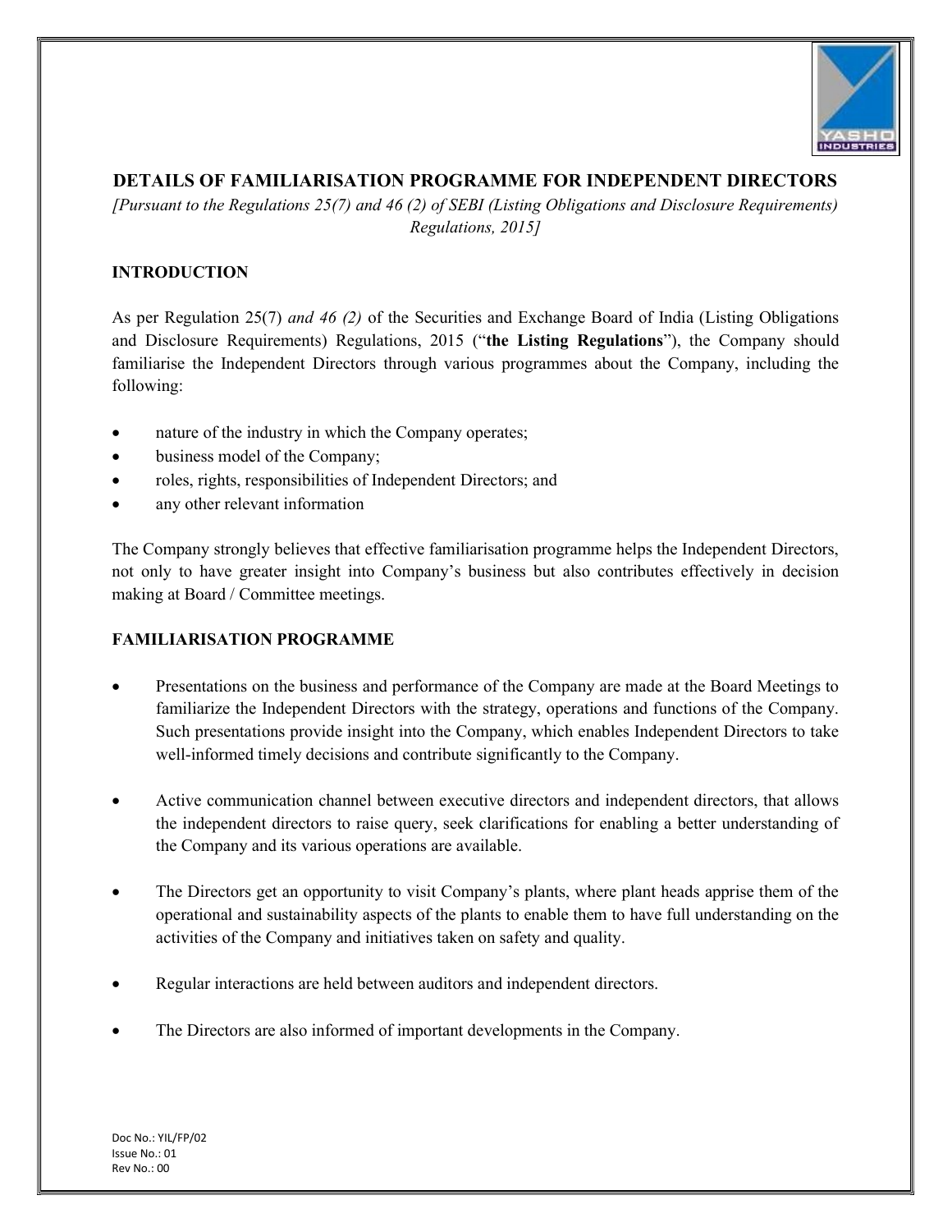## DETAILS OF FAMILIARISATION PROGRAMME FOR INDEPENDENT DIRECTORS

*[Pursuant to the Regulations 25(7) and 46 (2) of SEBI (Listing Obligations and Disclosure Requirements) Regulations, 2015]*

### INTRODUCTION

As per Regulation 25(7) *and 46 (2)* of the Securities and Exchange Board of India (Listing Obligations and Disclosure Requirements) Regulations, 2015 ("**the Listing Regulations**"), the Company should familiarise the Independent Directors through various programmes about the Company, including the following:

- nature of the industry in which the Company operates;
- business model of the Company;
- roles, rights, responsibilities of Independent Directors; and
- any other relevant information

The Company strongly believes that effective familiarisation programme helps the Independent Directors, not only to have greater insight into Company's business but also contributes effectively in decision making at Board / Committee meetings.

### FAMILIARISATION PROGRAMME

- Presentations on the business and performance of the Company are made at the Board Meetings to familiarize the Independent Directors with the strategy, operations and functions of the Company. Such presentations provide insight into the Company, which enables Independent Directors to take well-informed timely decisions and contribute significantly to the Company.

- Active communication channel between executive directors and independent directors, that allows the independent directors to raise query, seek clarifications for enabling a better understanding of the Company and its various operations are available.

- The Directors get an opportunity to visit Company's plants, where plant heads apprise them of the operational and sustainability aspects of the plants to enable them to have full understanding on the activities of the Company and initiatives taken on safety and quality.

- Regular interactions are held between auditors and independent directors.

- The Directors are also informed of important developments in the Company.

Doc No.: YIL/FP/02
Issue No.: 01
Rev No.: 00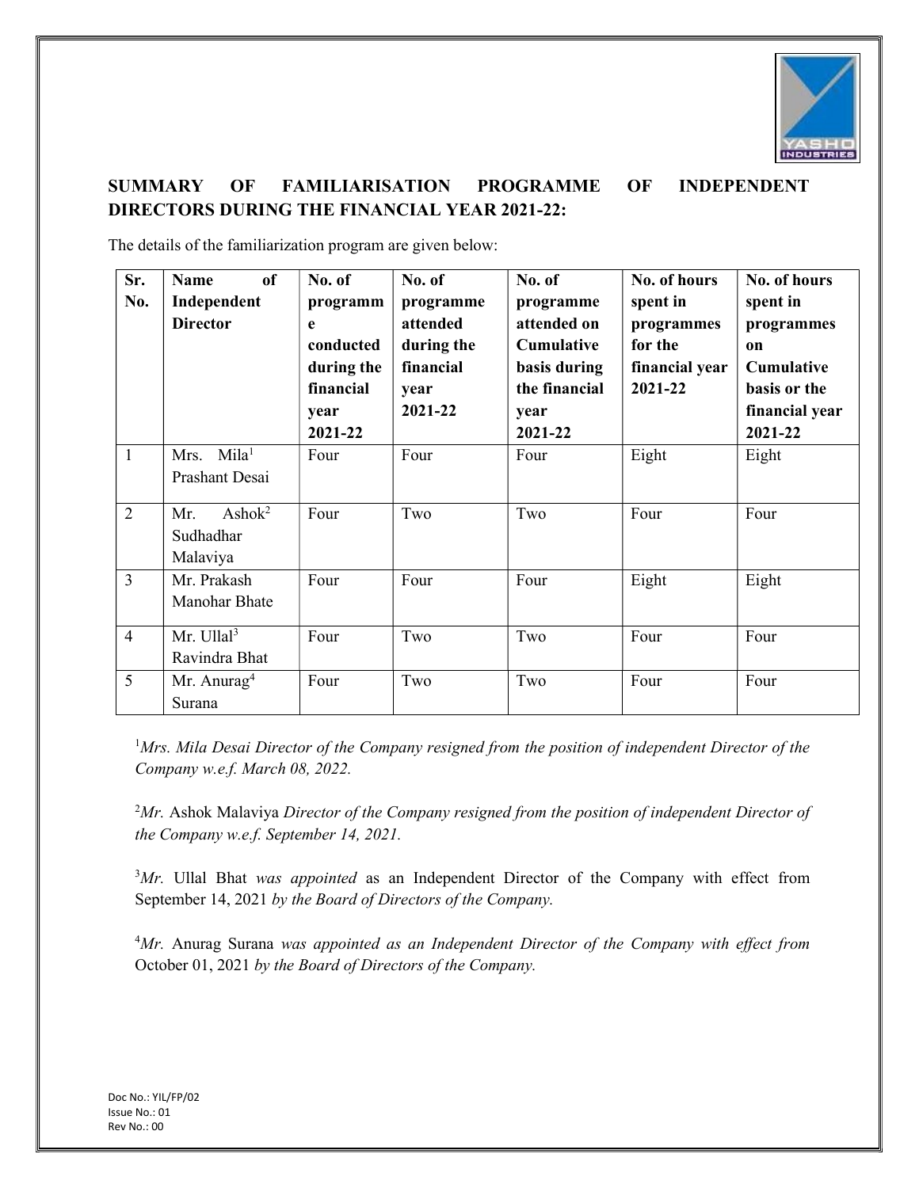## SUMMARY OF FAMILIARISATION PROGRAMME OF INDEPENDENT DIRECTORS DURING THE FINANCIAL YEAR 2021-22:

The details of the familiarization program are given below:

| Sr. No. | Name of Independent Director | No. of programme conducted during the financial year 2021-22 | No. of programme attended during the financial year 2021-22 | No. of programme attended on Cumulative basis during the financial year 2021-22 | No. of hours spent in programmes for the financial year 2021-22 | No. of hours spent in programmes on Cumulative basis or the financial year 2021-22 |
|---|---|---|---|---|---|---|
| 1 | Mrs. Mila[1] Prashant Desai | Four | Four | Four | Eight | Eight |
| 2 | Mr. Ashok[2] Sudhadhar Malaviya | Four | Two | Two | Four | Four |
| 3 | Mr. Prakash Manohar Bhate | Four | Four | Four | Eight | Eight |
| 4 | Mr. Ullal[3] Ravindra Bhat | Four | Two | Two | Four | Four |
| 5 | Mr. Anurag[4] Surana | Four | Two | Two | Four | Four |

[1] *Mrs. Mila Desai Director of the Company resigned from the position of independent Director of the Company w.e.f. March 08, 2022.*

[2] *Mr.* Ashok Malaviya *Director of the Company resigned from the position of independent Director of the Company w.e.f. September 14, 2021.*

[3] *Mr.* Ullal Bhat *was appointed* as an Independent Director of the Company with effect from September 14, 2021 *by the Board of Directors of the Company.*

[4] *Mr.* Anurag Surana *was appointed as an Independent Director of the Company with effect from* October 01, 2021 *by the Board of Directors of the Company.*

Doc No.: YIL/FP/02
Issue No.: 01
Rev No.: 00